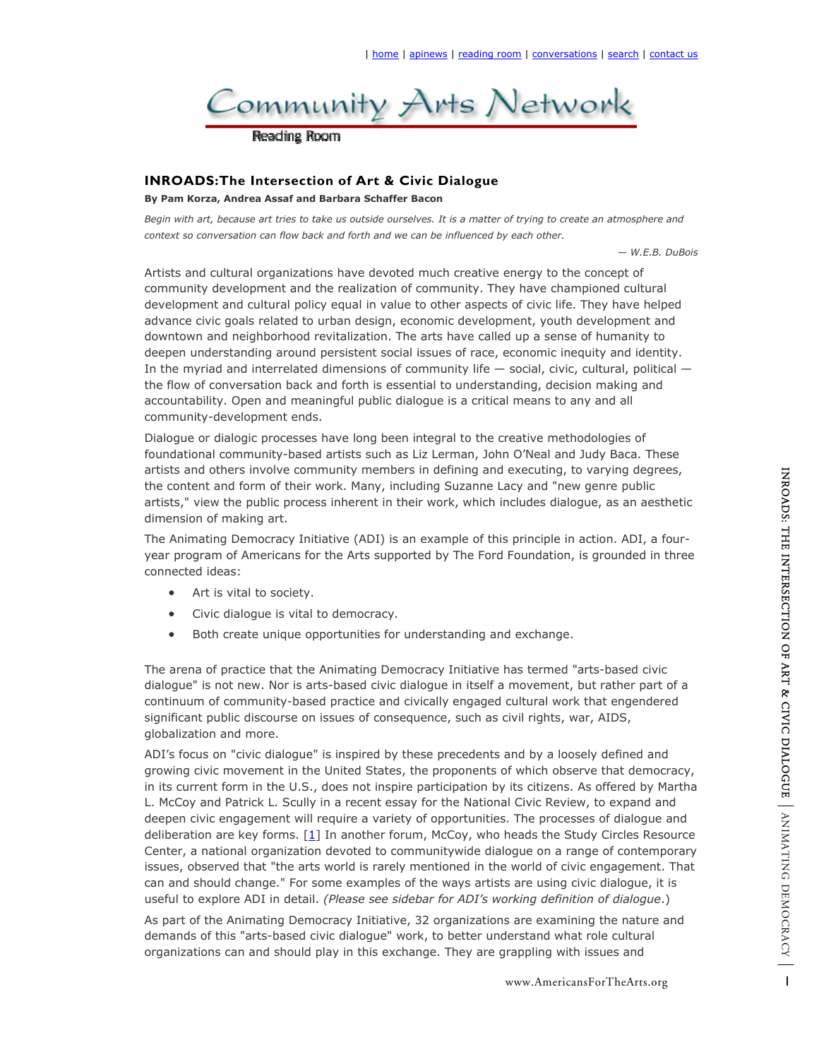| home | apinews | reading room | conversations | search | contact us

Community Arts Network

Reading Room

## INROADS: The Intersection of Art & Civic Dialogue

**By Pam Korza, Andrea Assaf and Barbara Schaffer Bacon**

*Begin with art, because art tries to take us outside ourselves. It is a matter of trying to create an atmosphere and context so conversation can flow back and forth and we can be influenced by each other.*

*— W.E.B. DuBois*

Artists and cultural organizations have devoted much creative energy to the concept of community development and the realization of community. They have championed cultural development and cultural policy equal in value to other aspects of civic life. They have helped advance civic goals related to urban design, economic development, youth development and downtown and neighborhood revitalization. The arts have called up a sense of humanity to deepen understanding around persistent social issues of race, economic inequity and identity. In the myriad and interrelated dimensions of community life — social, civic, cultural, political — the flow of conversation back and forth is essential to understanding, decision making and accountability. Open and meaningful public dialogue is a critical means to any and all community-development ends.

Dialogue or dialogic processes have long been integral to the creative methodologies of foundational community-based artists such as Liz Lerman, John O'Neal and Judy Baca. These artists and others involve community members in defining and executing, to varying degrees, the content and form of their work. Many, including Suzanne Lacy and "new genre public artists," view the public process inherent in their work, which includes dialogue, as an aesthetic dimension of making art.

The Animating Democracy Initiative (ADI) is an example of this principle in action. ADI, a four-year program of Americans for the Arts supported by The Ford Foundation, is grounded in three connected ideas:

- Art is vital to society.
- Civic dialogue is vital to democracy.
- Both create unique opportunities for understanding and exchange.

The arena of practice that the Animating Democracy Initiative has termed "arts-based civic dialogue" is not new. Nor is arts-based civic dialogue in itself a movement, but rather part of a continuum of community-based practice and civically engaged cultural work that engendered significant public discourse on issues of consequence, such as civil rights, war, AIDS, globalization and more.

ADI's focus on "civic dialogue" is inspired by these precedents and by a loosely defined and growing civic movement in the United States, the proponents of which observe that democracy, in its current form in the U.S., does not inspire participation by its citizens. As offered by Martha L. McCoy and Patrick L. Scully in a recent essay for the National Civic Review, to expand and deepen civic engagement will require a variety of opportunities. The processes of dialogue and deliberation are key forms. [1] In another forum, McCoy, who heads the Study Circles Resource Center, a national organization devoted to communitywide dialogue on a range of contemporary issues, observed that "the arts world is rarely mentioned in the world of civic engagement. That can and should change." For some examples of the ways artists are using civic dialogue, it is useful to explore ADI in detail. *(Please see sidebar for ADI's working definition of dialogue.)*

As part of the Animating Democracy Initiative, 32 organizations are examining the nature and demands of this "arts-based civic dialogue" work, to better understand what role cultural organizations can and should play in this exchange. They are grappling with issues and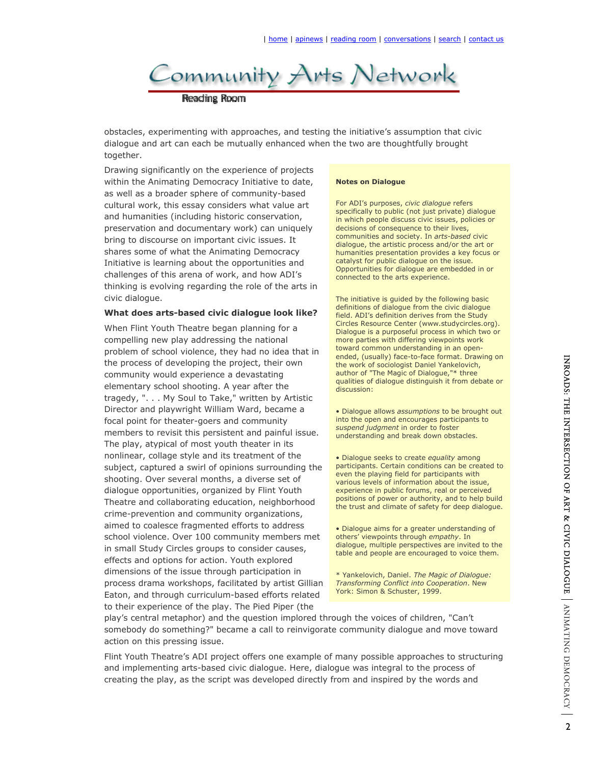obstacles, experimenting with approaches, and testing the initiative's assumption that civic dialogue and art can each be mutually enhanced when the two are thoughtfully brought together.

Drawing significantly on the experience of projects within the Animating Democracy Initiative to date, as well as a broader sphere of community-based cultural work, this essay considers what value art and humanities (including historic conservation, preservation and documentary work) can uniquely bring to discourse on important civic issues. It shares some of what the Animating Democracy Initiative is learning about the opportunities and challenges of this arena of work, and how ADI's thinking is evolving regarding the role of the arts in civic dialogue.

**What does arts-based civic dialogue look like?**

When Flint Youth Theatre began planning for a compelling new play addressing the national problem of school violence, they had no idea that in the process of developing the project, their own community would experience a devastating elementary school shooting. A year after the tragedy, ". . . My Soul to Take," written by Artistic Director and playwright William Ward, became a focal point for theater-goers and community members to revisit this persistent and painful issue. The play, atypical of most youth theater in its nonlinear, collage style and its treatment of the subject, captured a swirl of opinions surrounding the shooting. Over several months, a diverse set of dialogue opportunities, organized by Flint Youth Theatre and collaborating education, neighborhood crime-prevention and community organizations, aimed to coalesce fragmented efforts to address school violence. Over 100 community members met in small Study Circles groups to consider causes, effects and options for action. Youth explored dimensions of the issue through participation in process drama workshops, facilitated by artist Gillian Eaton, and through curriculum-based efforts related to their experience of the play. The Pied Piper (the play's central metaphor) and the question implored through the voices of children, "Can't somebody do something?" became a call to reinvigorate community dialogue and move toward action on this pressing issue.

Flint Youth Theatre's ADI project offers one example of many possible approaches to structuring and implementing arts-based civic dialogue. Here, dialogue was integral to the process of creating the play, as the script was developed directly from and inspired by the words and

> **Notes on Dialogue**
>
> For ADI's purposes, *civic dialogue* refers specifically to public (not just private) dialogue in which people discuss civic issues, policies or decisions of consequence to their lives, communities and society. In *arts-based* civic dialogue, the artistic process and/or the art or humanities presentation provides a key focus or catalyst for public dialogue on the issue. Opportunities for dialogue are embedded in or connected to the arts experience.
>
> The initiative is guided by the following basic definitions of dialogue from the civic dialogue field. ADI's definition derives from the Study Circles Resource Center (www.studycircles.org). Dialogue is a purposeful process in which two or more parties with differing viewpoints work toward common understanding in an open-ended, (usually) face-to-face format. Drawing on the work of sociologist Daniel Yankelovich, author of "The Magic of Dialogue,"* three qualities of dialogue distinguish it from debate or discussion:
>
> - Dialogue allows *assumptions* to be brought out into the open and encourages participants to *suspend judgment* in order to foster understanding and break down obstacles.
> - Dialogue seeks to create *equality* among participants. Certain conditions can be created to even the playing field for participants with various levels of information about the issue, experience in public forums, real or perceived positions of power or authority, and to help build the trust and climate of safety for deep dialogue.
> - Dialogue aims for a greater understanding of others' viewpoints through *empathy*. In dialogue, multiple perspectives are invited to the table and people are encouraged to voice them.
>
> \* Yankelovich, Daniel. *The Magic of Dialogue: Transforming Conflict into Cooperation*. New York: Simon & Schuster, 1999.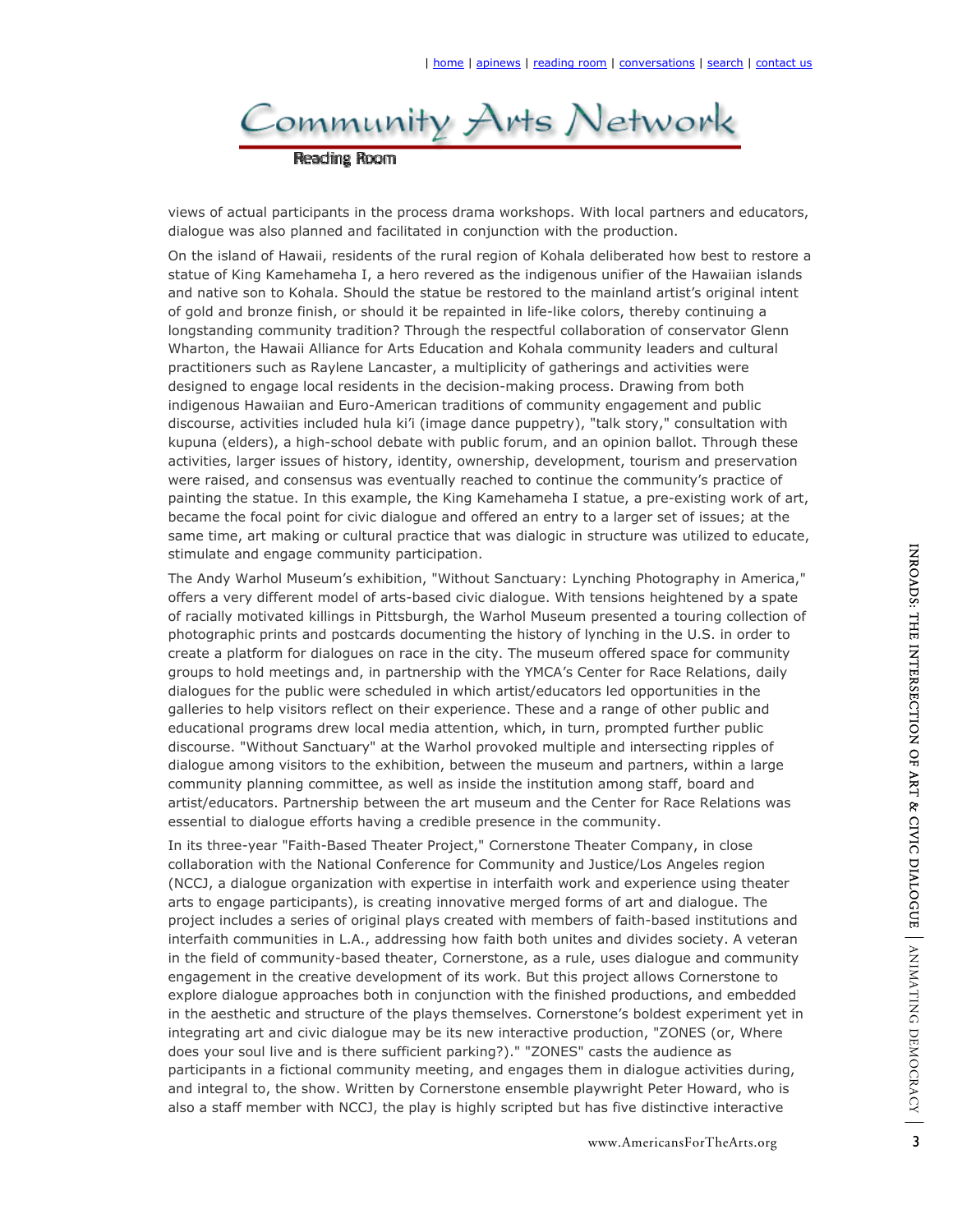views of actual participants in the process drama workshops. With local partners and educators, dialogue was also planned and facilitated in conjunction with the production.

On the island of Hawaii, residents of the rural region of Kohala deliberated how best to restore a statue of King Kamehameha I, a hero revered as the indigenous unifier of the Hawaiian islands and native son to Kohala. Should the statue be restored to the mainland artist's original intent of gold and bronze finish, or should it be repainted in life-like colors, thereby continuing a longstanding community tradition? Through the respectful collaboration of conservator Glenn Wharton, the Hawaii Alliance for Arts Education and Kohala community leaders and cultural practitioners such as Raylene Lancaster, a multiplicity of gatherings and activities were designed to engage local residents in the decision-making process. Drawing from both indigenous Hawaiian and Euro-American traditions of community engagement and public discourse, activities included hula ki'i (image dance puppetry), "talk story," consultation with kupuna (elders), a high-school debate with public forum, and an opinion ballot. Through these activities, larger issues of history, identity, ownership, development, tourism and preservation were raised, and consensus was eventually reached to continue the community's practice of painting the statue. In this example, the King Kamehameha I statue, a pre-existing work of art, became the focal point for civic dialogue and offered an entry to a larger set of issues; at the same time, art making or cultural practice that was dialogic in structure was utilized to educate, stimulate and engage community participation.

The Andy Warhol Museum's exhibition, "Without Sanctuary: Lynching Photography in America," offers a very different model of arts-based civic dialogue. With tensions heightened by a spate of racially motivated killings in Pittsburgh, the Warhol Museum presented a touring collection of photographic prints and postcards documenting the history of lynching in the U.S. in order to create a platform for dialogues on race in the city. The museum offered space for community groups to hold meetings and, in partnership with the YMCA's Center for Race Relations, daily dialogues for the public were scheduled in which artist/educators led opportunities in the galleries to help visitors reflect on their experience. These and a range of other public and educational programs drew local media attention, which, in turn, prompted further public discourse. "Without Sanctuary" at the Warhol provoked multiple and intersecting ripples of dialogue among visitors to the exhibition, between the museum and partners, within a large community planning committee, as well as inside the institution among staff, board and artist/educators. Partnership between the art museum and the Center for Race Relations was essential to dialogue efforts having a credible presence in the community.

In its three-year "Faith-Based Theater Project," Cornerstone Theater Company, in close collaboration with the National Conference for Community and Justice/Los Angeles region (NCCJ, a dialogue organization with expertise in interfaith work and experience using theater arts to engage participants), is creating innovative merged forms of art and dialogue. The project includes a series of original plays created with members of faith-based institutions and interfaith communities in L.A., addressing how faith both unites and divides society. A veteran in the field of community-based theater, Cornerstone, as a rule, uses dialogue and community engagement in the creative development of its work. But this project allows Cornerstone to explore dialogue approaches both in conjunction with the finished productions, and embedded in the aesthetic and structure of the plays themselves. Cornerstone's boldest experiment yet in integrating art and civic dialogue may be its new interactive production, "ZONES (or, Where does your soul live and is there sufficient parking?)." "ZONES" casts the audience as participants in a fictional community meeting, and engages them in dialogue activities during, and integral to, the show. Written by Cornerstone ensemble playwright Peter Howard, who is also a staff member with NCCJ, the play is highly scripted but has five distinctive interactive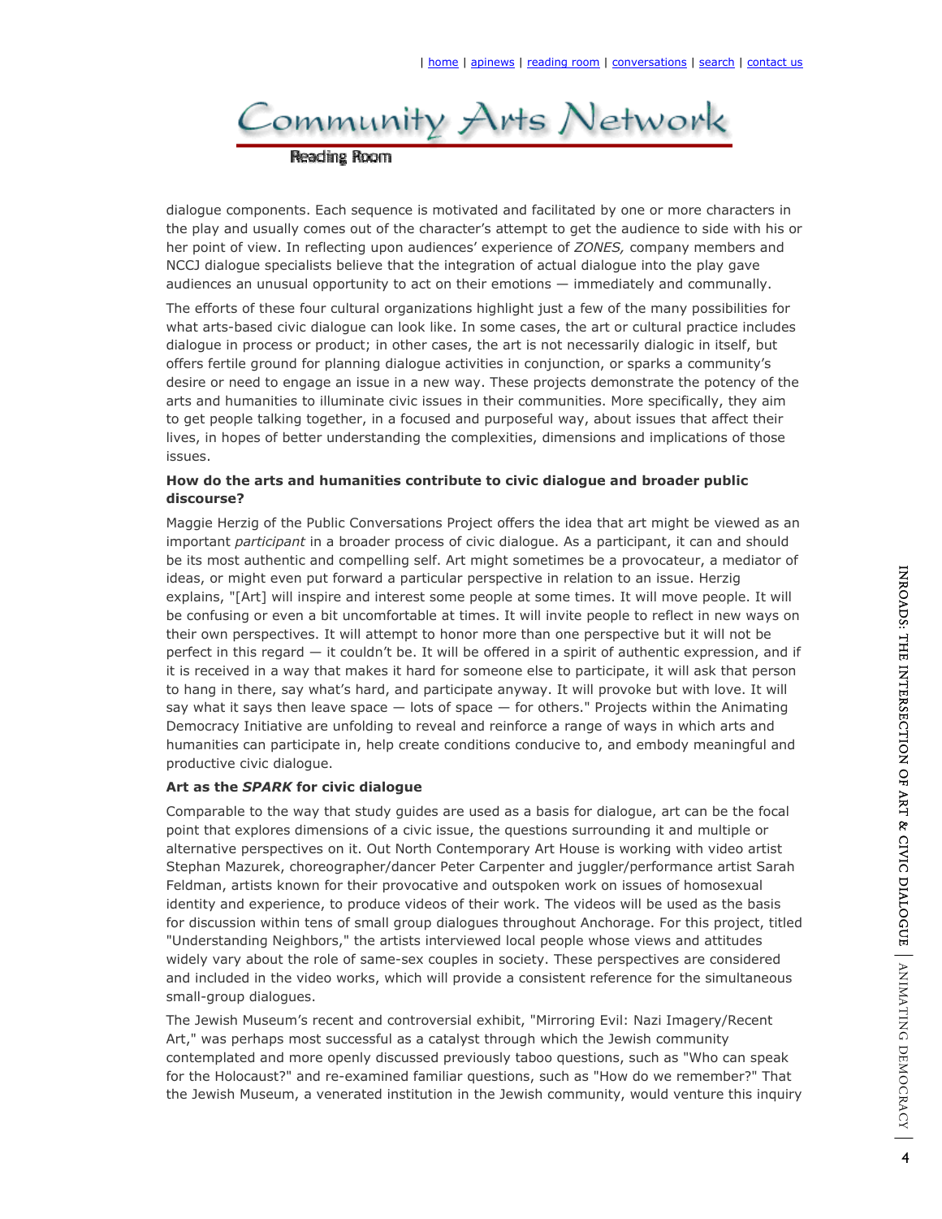dialogue components. Each sequence is motivated and facilitated by one or more characters in the play and usually comes out of the character's attempt to get the audience to side with his or her point of view. In reflecting upon audiences' experience of *ZONES,* company members and NCCJ dialogue specialists believe that the integration of actual dialogue into the play gave audiences an unusual opportunity to act on their emotions — immediately and communally.

The efforts of these four cultural organizations highlight just a few of the many possibilities for what arts-based civic dialogue can look like. In some cases, the art or cultural practice includes dialogue in process or product; in other cases, the art is not necessarily dialogic in itself, but offers fertile ground for planning dialogue activities in conjunction, or sparks a community's desire or need to engage an issue in a new way. These projects demonstrate the potency of the arts and humanities to illuminate civic issues in their communities. More specifically, they aim to get people talking together, in a focused and purposeful way, about issues that affect their lives, in hopes of better understanding the complexities, dimensions and implications of those issues.

**How do the arts and humanities contribute to civic dialogue and broader public discourse?**

Maggie Herzig of the Public Conversations Project offers the idea that art might be viewed as an important *participant* in a broader process of civic dialogue. As a participant, it can and should be its most authentic and compelling self. Art might sometimes be a provocateur, a mediator of ideas, or might even put forward a particular perspective in relation to an issue. Herzig explains, "[Art] will inspire and interest some people at some times. It will move people. It will be confusing or even a bit uncomfortable at times. It will invite people to reflect in new ways on their own perspectives. It will attempt to honor more than one perspective but it will not be perfect in this regard — it couldn't be. It will be offered in a spirit of authentic expression, and if it is received in a way that makes it hard for someone else to participate, it will ask that person to hang in there, say what's hard, and participate anyway. It will provoke but with love. It will say what it says then leave space — lots of space — for others." Projects within the Animating Democracy Initiative are unfolding to reveal and reinforce a range of ways in which arts and humanities can participate in, help create conditions conducive to, and embody meaningful and productive civic dialogue.

**Art as the *SPARK* for civic dialogue**

Comparable to the way that study guides are used as a basis for dialogue, art can be the focal point that explores dimensions of a civic issue, the questions surrounding it and multiple or alternative perspectives on it. Out North Contemporary Art House is working with video artist Stephan Mazurek, choreographer/dancer Peter Carpenter and juggler/performance artist Sarah Feldman, artists known for their provocative and outspoken work on issues of homosexual identity and experience, to produce videos of their work. The videos will be used as the basis for discussion within tens of small group dialogues throughout Anchorage. For this project, titled "Understanding Neighbors," the artists interviewed local people whose views and attitudes widely vary about the role of same-sex couples in society. These perspectives are considered and included in the video works, which will provide a consistent reference for the simultaneous small-group dialogues.

The Jewish Museum's recent and controversial exhibit, "Mirroring Evil: Nazi Imagery/Recent Art," was perhaps most successful as a catalyst through which the Jewish community contemplated and more openly discussed previously taboo questions, such as "Who can speak for the Holocaust?" and re-examined familiar questions, such as "How do we remember?" That the Jewish Museum, a venerated institution in the Jewish community, would venture this inquiry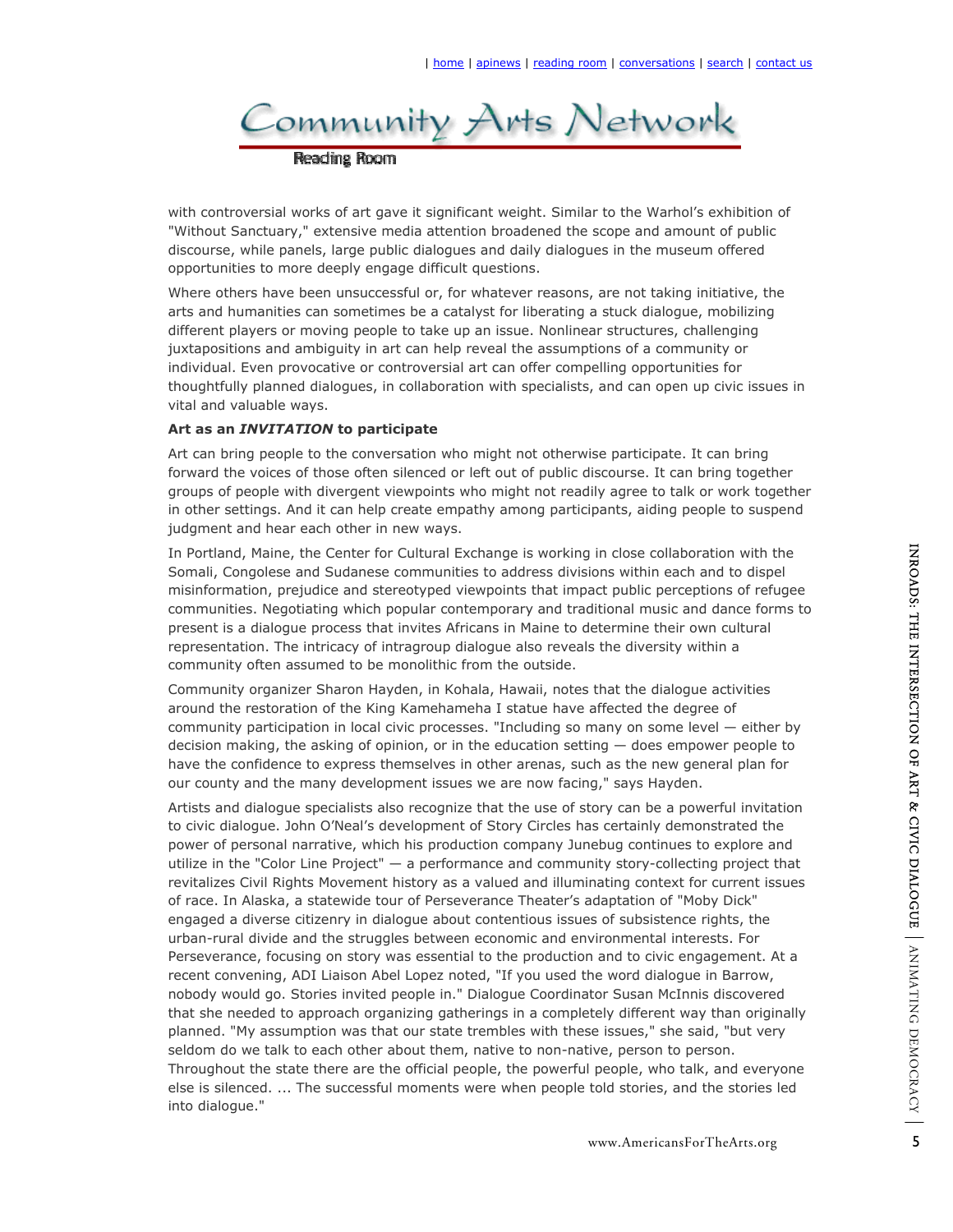with controversial works of art gave it significant weight. Similar to the Warhol's exhibition of "Without Sanctuary," extensive media attention broadened the scope and amount of public discourse, while panels, large public dialogues and daily dialogues in the museum offered opportunities to more deeply engage difficult questions.

Where others have been unsuccessful or, for whatever reasons, are not taking initiative, the arts and humanities can sometimes be a catalyst for liberating a stuck dialogue, mobilizing different players or moving people to take up an issue. Nonlinear structures, challenging juxtapositions and ambiguity in art can help reveal the assumptions of a community or individual. Even provocative or controversial art can offer compelling opportunities for thoughtfully planned dialogues, in collaboration with specialists, and can open up civic issues in vital and valuable ways.

**Art as an *INVITATION* to participate**

Art can bring people to the conversation who might not otherwise participate. It can bring forward the voices of those often silenced or left out of public discourse. It can bring together groups of people with divergent viewpoints who might not readily agree to talk or work together in other settings. And it can help create empathy among participants, aiding people to suspend judgment and hear each other in new ways.

In Portland, Maine, the Center for Cultural Exchange is working in close collaboration with the Somali, Congolese and Sudanese communities to address divisions within each and to dispel misinformation, prejudice and stereotyped viewpoints that impact public perceptions of refugee communities. Negotiating which popular contemporary and traditional music and dance forms to present is a dialogue process that invites Africans in Maine to determine their own cultural representation. The intricacy of intragroup dialogue also reveals the diversity within a community often assumed to be monolithic from the outside.

Community organizer Sharon Hayden, in Kohala, Hawaii, notes that the dialogue activities around the restoration of the King Kamehameha I statue have affected the degree of community participation in local civic processes. "Including so many on some level — either by decision making, the asking of opinion, or in the education setting — does empower people to have the confidence to express themselves in other arenas, such as the new general plan for our county and the many development issues we are now facing," says Hayden.

Artists and dialogue specialists also recognize that the use of story can be a powerful invitation to civic dialogue. John O'Neal's development of Story Circles has certainly demonstrated the power of personal narrative, which his production company Junebug continues to explore and utilize in the "Color Line Project" — a performance and community story-collecting project that revitalizes Civil Rights Movement history as a valued and illuminating context for current issues of race. In Alaska, a statewide tour of Perseverance Theater's adaptation of "Moby Dick" engaged a diverse citizenry in dialogue about contentious issues of subsistence rights, the urban-rural divide and the struggles between economic and environmental interests. For Perseverance, focusing on story was essential to the production and to civic engagement. At a recent convening, ADI Liaison Abel Lopez noted, "If you used the word dialogue in Barrow, nobody would go. Stories invited people in." Dialogue Coordinator Susan McInnis discovered that she needed to approach organizing gatherings in a completely different way than originally planned. "My assumption was that our state trembles with these issues," she said, "but very seldom do we talk to each other about them, native to non-native, person to person. Throughout the state there are the official people, the powerful people, who talk, and everyone else is silenced. ... The successful moments were when people told stories, and the stories led into dialogue."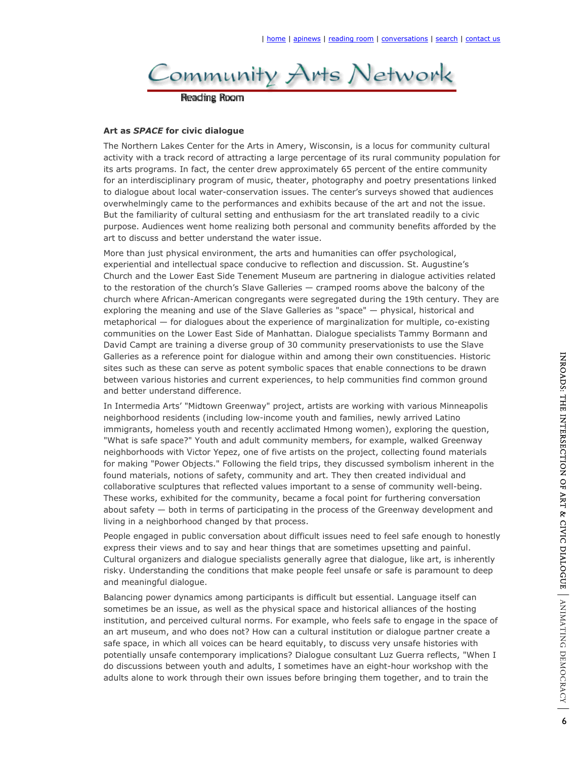**Art as *SPACE* for civic dialogue**

The Northern Lakes Center for the Arts in Amery, Wisconsin, is a locus for community cultural activity with a track record of attracting a large percentage of its rural community population for its arts programs. In fact, the center drew approximately 65 percent of the entire community for an interdisciplinary program of music, theater, photography and poetry presentations linked to dialogue about local water-conservation issues. The center's surveys showed that audiences overwhelmingly came to the performances and exhibits because of the art and not the issue. But the familiarity of cultural setting and enthusiasm for the art translated readily to a civic purpose. Audiences went home realizing both personal and community benefits afforded by the art to discuss and better understand the water issue.

More than just physical environment, the arts and humanities can offer psychological, experiential and intellectual space conducive to reflection and discussion. St. Augustine's Church and the Lower East Side Tenement Museum are partnering in dialogue activities related to the restoration of the church's Slave Galleries — cramped rooms above the balcony of the church where African-American congregants were segregated during the 19th century. They are exploring the meaning and use of the Slave Galleries as "space" — physical, historical and metaphorical — for dialogues about the experience of marginalization for multiple, co-existing communities on the Lower East Side of Manhattan. Dialogue specialists Tammy Bormann and David Campt are training a diverse group of 30 community preservationists to use the Slave Galleries as a reference point for dialogue within and among their own constituencies. Historic sites such as these can serve as potent symbolic spaces that enable connections to be drawn between various histories and current experiences, to help communities find common ground and better understand difference.

In Intermedia Arts' "Midtown Greenway" project, artists are working with various Minneapolis neighborhood residents (including low-income youth and families, newly arrived Latino immigrants, homeless youth and recently acclimated Hmong women), exploring the question, "What is safe space?" Youth and adult community members, for example, walked Greenway neighborhoods with Victor Yepez, one of five artists on the project, collecting found materials for making "Power Objects." Following the field trips, they discussed symbolism inherent in the found materials, notions of safety, community and art. They then created individual and collaborative sculptures that reflected values important to a sense of community well-being. These works, exhibited for the community, became a focal point for furthering conversation about safety — both in terms of participating in the process of the Greenway development and living in a neighborhood changed by that process.

People engaged in public conversation about difficult issues need to feel safe enough to honestly express their views and to say and hear things that are sometimes upsetting and painful. Cultural organizers and dialogue specialists generally agree that dialogue, like art, is inherently risky. Understanding the conditions that make people feel unsafe or safe is paramount to deep and meaningful dialogue.

Balancing power dynamics among participants is difficult but essential. Language itself can sometimes be an issue, as well as the physical space and historical alliances of the hosting institution, and perceived cultural norms. For example, who feels safe to engage in the space of an art museum, and who does not? How can a cultural institution or dialogue partner create a safe space, in which all voices can be heard equitably, to discuss very unsafe histories with potentially unsafe contemporary implications? Dialogue consultant Luz Guerra reflects, "When I do discussions between youth and adults, I sometimes have an eight-hour workshop with the adults alone to work through their own issues before bringing them together, and to train the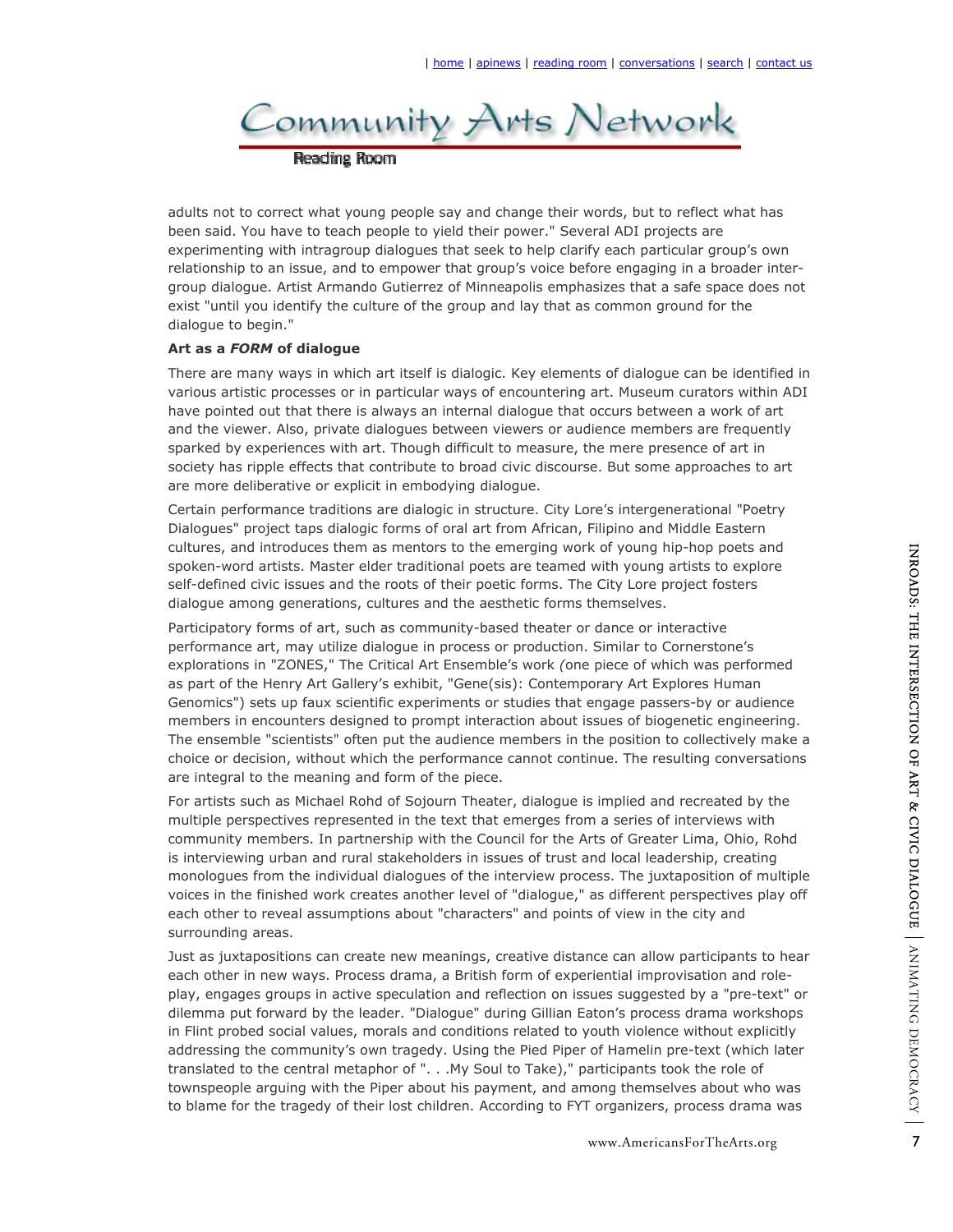adults not to correct what young people say and change their words, but to reflect what has been said. You have to teach people to yield their power." Several ADI projects are experimenting with intragroup dialogues that seek to help clarify each particular group's own relationship to an issue, and to empower that group's voice before engaging in a broader inter-group dialogue. Artist Armando Gutierrez of Minneapolis emphasizes that a safe space does not exist "until you identify the culture of the group and lay that as common ground for the dialogue to begin."

**Art as a *FORM* of dialogue**

There are many ways in which art itself is dialogic. Key elements of dialogue can be identified in various artistic processes or in particular ways of encountering art. Museum curators within ADI have pointed out that there is always an internal dialogue that occurs between a work of art and the viewer. Also, private dialogues between viewers or audience members are frequently sparked by experiences with art. Though difficult to measure, the mere presence of art in society has ripple effects that contribute to broad civic discourse. But some approaches to art are more deliberative or explicit in embodying dialogue.

Certain performance traditions are dialogic in structure. City Lore's intergenerational "Poetry Dialogues" project taps dialogic forms of oral art from African, Filipino and Middle Eastern cultures, and introduces them as mentors to the emerging work of young hip-hop poets and spoken-word artists. Master elder traditional poets are teamed with young artists to explore self-defined civic issues and the roots of their poetic forms. The City Lore project fosters dialogue among generations, cultures and the aesthetic forms themselves.

Participatory forms of art, such as community-based theater or dance or interactive performance art, may utilize dialogue in process or production. Similar to Cornerstone's explorations in "ZONES," The Critical Art Ensemble's work *(*one piece of which was performed as part of the Henry Art Gallery's exhibit, "Gene(sis): Contemporary Art Explores Human Genomics") sets up faux scientific experiments or studies that engage passers-by or audience members in encounters designed to prompt interaction about issues of biogenetic engineering. The ensemble "scientists" often put the audience members in the position to collectively make a choice or decision, without which the performance cannot continue. The resulting conversations are integral to the meaning and form of the piece.

For artists such as Michael Rohd of Sojourn Theater, dialogue is implied and recreated by the multiple perspectives represented in the text that emerges from a series of interviews with community members. In partnership with the Council for the Arts of Greater Lima, Ohio, Rohd is interviewing urban and rural stakeholders in issues of trust and local leadership, creating monologues from the individual dialogues of the interview process. The juxtaposition of multiple voices in the finished work creates another level of "dialogue," as different perspectives play off each other to reveal assumptions about "characters" and points of view in the city and surrounding areas.

Just as juxtapositions can create new meanings, creative distance can allow participants to hear each other in new ways. Process drama, a British form of experiential improvisation and role-play, engages groups in active speculation and reflection on issues suggested by a "pre-text" or dilemma put forward by the leader. "Dialogue" during Gillian Eaton's process drama workshops in Flint probed social values, morals and conditions related to youth violence without explicitly addressing the community's own tragedy. Using the Pied Piper of Hamelin pre-text (which later translated to the central metaphor of ". . .My Soul to Take)," participants took the role of townspeople arguing with the Piper about his payment, and among themselves about who was to blame for the tragedy of their lost children. According to FYT organizers, process drama was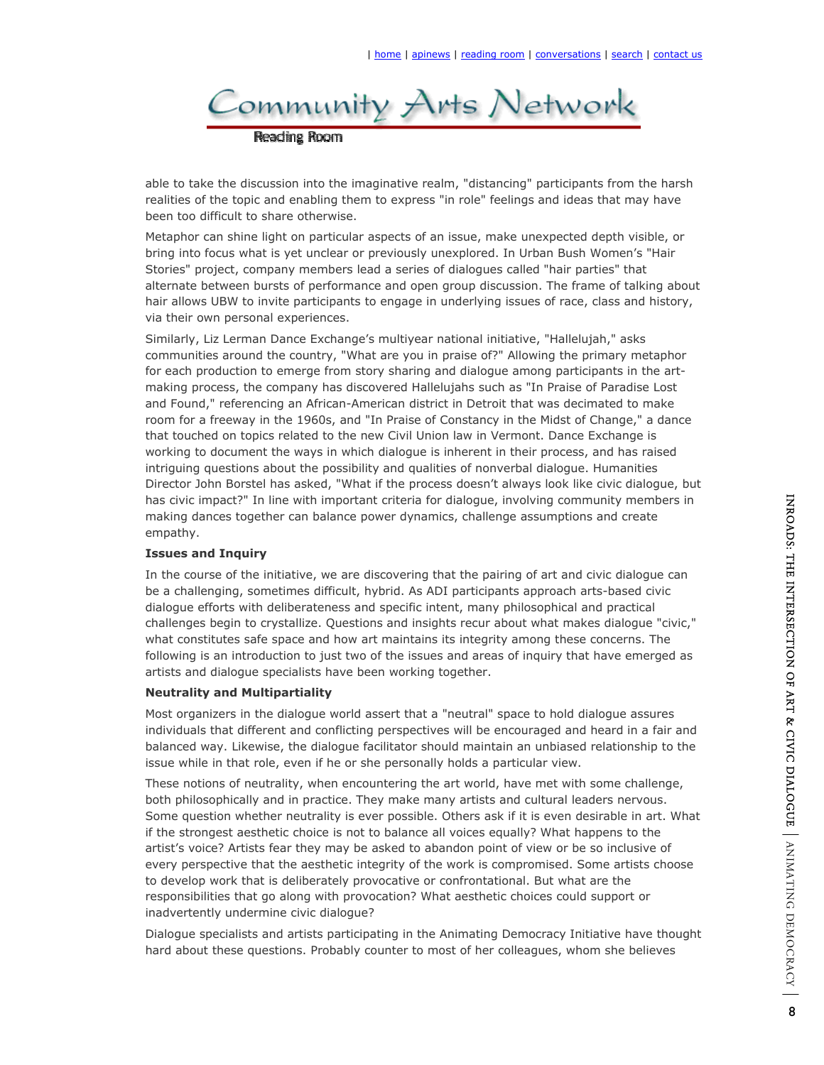able to take the discussion into the imaginative realm, "distancing" participants from the harsh realities of the topic and enabling them to express "in role" feelings and ideas that may have been too difficult to share otherwise.

Metaphor can shine light on particular aspects of an issue, make unexpected depth visible, or bring into focus what is yet unclear or previously unexplored. In Urban Bush Women's "Hair Stories" project, company members lead a series of dialogues called "hair parties" that alternate between bursts of performance and open group discussion. The frame of talking about hair allows UBW to invite participants to engage in underlying issues of race, class and history, via their own personal experiences.

Similarly, Liz Lerman Dance Exchange's multiyear national initiative, "Hallelujah," asks communities around the country, "What are you in praise of?" Allowing the primary metaphor for each production to emerge from story sharing and dialogue among participants in the art-making process, the company has discovered Hallelujahs such as "In Praise of Paradise Lost and Found," referencing an African-American district in Detroit that was decimated to make room for a freeway in the 1960s, and "In Praise of Constancy in the Midst of Change," a dance that touched on topics related to the new Civil Union law in Vermont. Dance Exchange is working to document the ways in which dialogue is inherent in their process, and has raised intriguing questions about the possibility and qualities of nonverbal dialogue. Humanities Director John Borstel has asked, "What if the process doesn't always look like civic dialogue, but has civic impact?" In line with important criteria for dialogue, involving community members in making dances together can balance power dynamics, challenge assumptions and create empathy.

**Issues and Inquiry**

In the course of the initiative, we are discovering that the pairing of art and civic dialogue can be a challenging, sometimes difficult, hybrid. As ADI participants approach arts-based civic dialogue efforts with deliberateness and specific intent, many philosophical and practical challenges begin to crystallize. Questions and insights recur about what makes dialogue "civic," what constitutes safe space and how art maintains its integrity among these concerns. The following is an introduction to just two of the issues and areas of inquiry that have emerged as artists and dialogue specialists have been working together.

**Neutrality and Multipartiality**

Most organizers in the dialogue world assert that a "neutral" space to hold dialogue assures individuals that different and conflicting perspectives will be encouraged and heard in a fair and balanced way. Likewise, the dialogue facilitator should maintain an unbiased relationship to the issue while in that role, even if he or she personally holds a particular view.

These notions of neutrality, when encountering the art world, have met with some challenge, both philosophically and in practice. They make many artists and cultural leaders nervous. Some question whether neutrality is ever possible. Others ask if it is even desirable in art. What if the strongest aesthetic choice is not to balance all voices equally? What happens to the artist's voice? Artists fear they may be asked to abandon point of view or be so inclusive of every perspective that the aesthetic integrity of the work is compromised. Some artists choose to develop work that is deliberately provocative or confrontational. But what are the responsibilities that go along with provocation? What aesthetic choices could support or inadvertently undermine civic dialogue?

Dialogue specialists and artists participating in the Animating Democracy Initiative have thought hard about these questions. Probably counter to most of her colleagues, whom she believes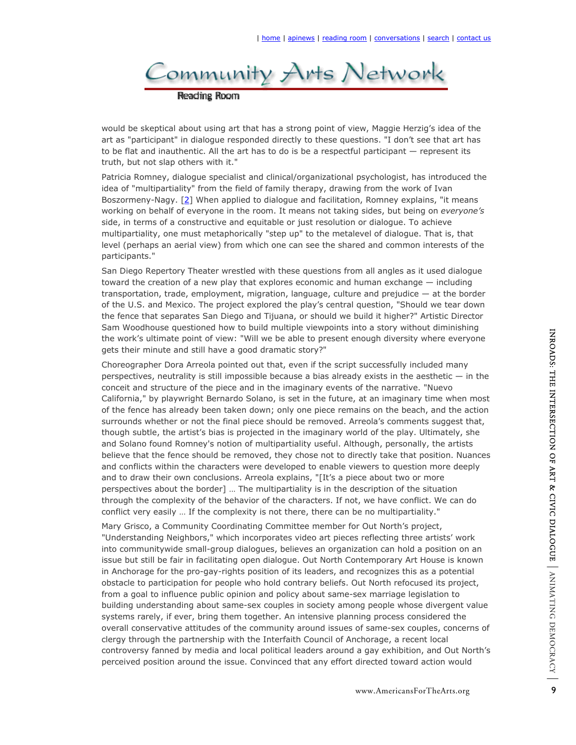would be skeptical about using art that has a strong point of view, Maggie Herzig's idea of the art as "participant" in dialogue responded directly to these questions. "I don't see that art has to be flat and inauthentic. All the art has to do is be a respectful participant — represent its truth, but not slap others with it."

Patricia Romney, dialogue specialist and clinical/organizational psychologist, has introduced the idea of "multipartiality" from the field of family therapy, drawing from the work of Ivan Boszormeny-Nagy. [2] When applied to dialogue and facilitation, Romney explains, "it means working on behalf of everyone in the room. It means not taking sides, but being on *everyone's* side, in terms of a constructive and equitable or just resolution or dialogue. To achieve multipartiality, one must metaphorically "step up" to the metalevel of dialogue. That is, that level (perhaps an aerial view) from which one can see the shared and common interests of the participants."

San Diego Repertory Theater wrestled with these questions from all angles as it used dialogue toward the creation of a new play that explores economic and human exchange — including transportation, trade, employment, migration, language, culture and prejudice — at the border of the U.S. and Mexico. The project explored the play's central question, "Should we tear down the fence that separates San Diego and Tijuana, or should we build it higher?" Artistic Director Sam Woodhouse questioned how to build multiple viewpoints into a story without diminishing the work's ultimate point of view: "Will we be able to present enough diversity where everyone gets their minute and still have a good dramatic story?"

Choreographer Dora Arreola pointed out that, even if the script successfully included many perspectives, neutrality is still impossible because a bias already exists in the aesthetic — in the conceit and structure of the piece and in the imaginary events of the narrative. "Nuevo California," by playwright Bernardo Solano, is set in the future, at an imaginary time when most of the fence has already been taken down; only one piece remains on the beach, and the action surrounds whether or not the final piece should be removed. Arreola's comments suggest that, though subtle, the artist's bias is projected in the imaginary world of the play. Ultimately, she and Solano found Romney's notion of multipartiality useful. Although, personally, the artists believe that the fence should be removed, they chose not to directly take that position. Nuances and conflicts within the characters were developed to enable viewers to question more deeply and to draw their own conclusions. Arreola explains, "[It's a piece about two or more perspectives about the border] … The multipartiality is in the description of the situation through the complexity of the behavior of the characters. If not, we have conflict. We can do conflict very easily … If the complexity is not there, there can be no multipartiality."

Mary Grisco, a Community Coordinating Committee member for Out North's project, "Understanding Neighbors," which incorporates video art pieces reflecting three artists' work into communitywide small-group dialogues, believes an organization can hold a position on an issue but still be fair in facilitating open dialogue. Out North Contemporary Art House is known in Anchorage for the pro-gay-rights position of its leaders, and recognizes this as a potential obstacle to participation for people who hold contrary beliefs. Out North refocused its project, from a goal to influence public opinion and policy about same-sex marriage legislation to building understanding about same-sex couples in society among people whose divergent value systems rarely, if ever, bring them together. An intensive planning process considered the overall conservative attitudes of the community around issues of same-sex couples, concerns of clergy through the partnership with the Interfaith Council of Anchorage, a recent local controversy fanned by media and local political leaders around a gay exhibition, and Out North's perceived position around the issue. Convinced that any effort directed toward action would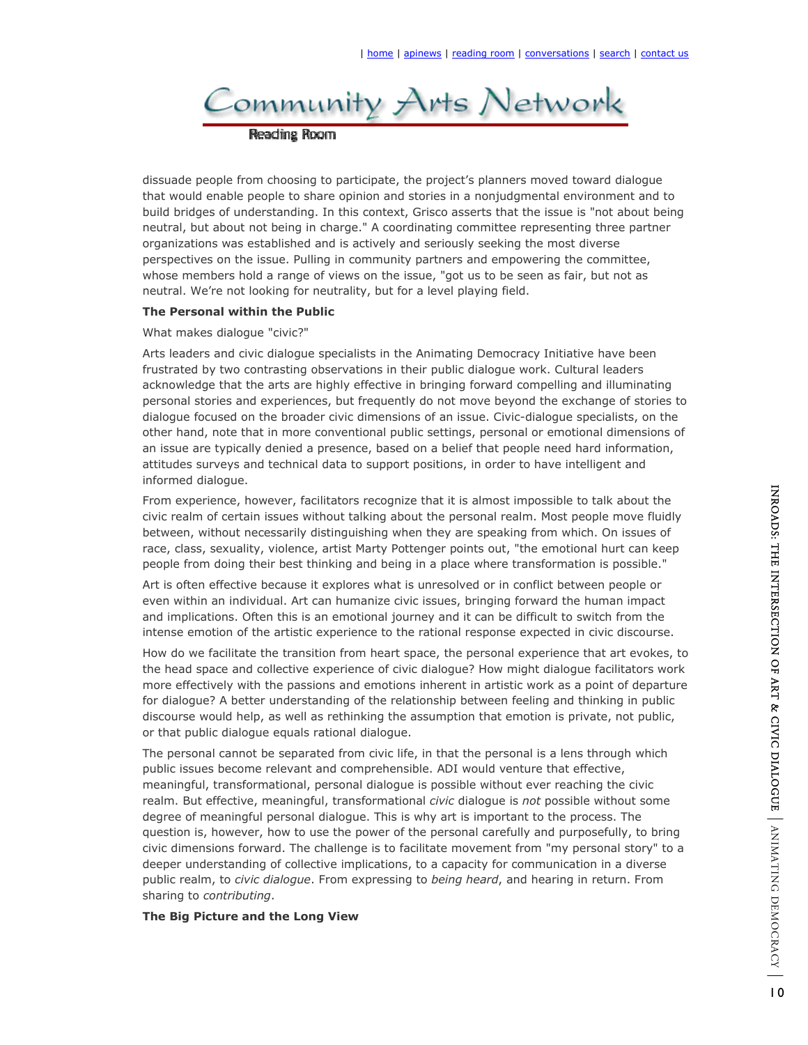dissuade people from choosing to participate, the project's planners moved toward dialogue that would enable people to share opinion and stories in a nonjudgmental environment and to build bridges of understanding. In this context, Grisco asserts that the issue is "not about being neutral, but about not being in charge." A coordinating committee representing three partner organizations was established and is actively and seriously seeking the most diverse perspectives on the issue. Pulling in community partners and empowering the committee, whose members hold a range of views on the issue, "got us to be seen as fair, but not as neutral. We're not looking for neutrality, but for a level playing field.

**The Personal within the Public**

What makes dialogue "civic?"

Arts leaders and civic dialogue specialists in the Animating Democracy Initiative have been frustrated by two contrasting observations in their public dialogue work. Cultural leaders acknowledge that the arts are highly effective in bringing forward compelling and illuminating personal stories and experiences, but frequently do not move beyond the exchange of stories to dialogue focused on the broader civic dimensions of an issue. Civic-dialogue specialists, on the other hand, note that in more conventional public settings, personal or emotional dimensions of an issue are typically denied a presence, based on a belief that people need hard information, attitudes surveys and technical data to support positions, in order to have intelligent and informed dialogue.

From experience, however, facilitators recognize that it is almost impossible to talk about the civic realm of certain issues without talking about the personal realm. Most people move fluidly between, without necessarily distinguishing when they are speaking from which. On issues of race, class, sexuality, violence, artist Marty Pottenger points out, "the emotional hurt can keep people from doing their best thinking and being in a place where transformation is possible."

Art is often effective because it explores what is unresolved or in conflict between people or even within an individual. Art can humanize civic issues, bringing forward the human impact and implications. Often this is an emotional journey and it can be difficult to switch from the intense emotion of the artistic experience to the rational response expected in civic discourse.

How do we facilitate the transition from heart space, the personal experience that art evokes, to the head space and collective experience of civic dialogue? How might dialogue facilitators work more effectively with the passions and emotions inherent in artistic work as a point of departure for dialogue? A better understanding of the relationship between feeling and thinking in public discourse would help, as well as rethinking the assumption that emotion is private, not public, or that public dialogue equals rational dialogue.

The personal cannot be separated from civic life, in that the personal is a lens through which public issues become relevant and comprehensible. ADI would venture that effective, meaningful, transformational, personal dialogue is possible without ever reaching the civic realm. But effective, meaningful, transformational *civic* dialogue is *not* possible without some degree of meaningful personal dialogue. This is why art is important to the process. The question is, however, how to use the power of the personal carefully and purposefully, to bring civic dimensions forward. The challenge is to facilitate movement from "my personal story" to a deeper understanding of collective implications, to a capacity for communication in a diverse public realm, to *civic dialogue*. From expressing to *being heard*, and hearing in return. From sharing to *contributing*.

**The Big Picture and the Long View**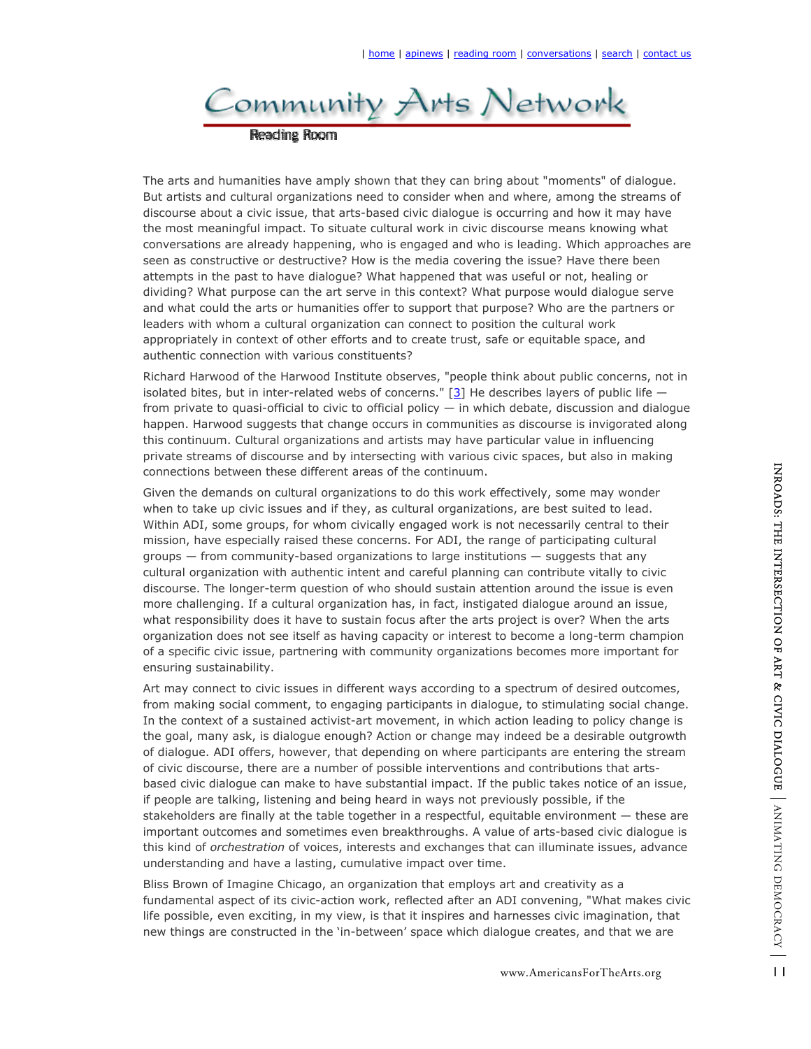The arts and humanities have amply shown that they can bring about "moments" of dialogue. But artists and cultural organizations need to consider when and where, among the streams of discourse about a civic issue, that arts-based civic dialogue is occurring and how it may have the most meaningful impact. To situate cultural work in civic discourse means knowing what conversations are already happening, who is engaged and who is leading. Which approaches are seen as constructive or destructive? How is the media covering the issue? Have there been attempts in the past to have dialogue? What happened that was useful or not, healing or dividing? What purpose can the art serve in this context? What purpose would dialogue serve and what could the arts or humanities offer to support that purpose? Who are the partners or leaders with whom a cultural organization can connect to position the cultural work appropriately in context of other efforts and to create trust, safe or equitable space, and authentic connection with various constituents?

Richard Harwood of the Harwood Institute observes, "people think about public concerns, not in isolated bites, but in inter-related webs of concerns." [3] He describes layers of public life — from private to quasi-official to civic to official policy — in which debate, discussion and dialogue happen. Harwood suggests that change occurs in communities as discourse is invigorated along this continuum. Cultural organizations and artists may have particular value in influencing private streams of discourse and by intersecting with various civic spaces, but also in making connections between these different areas of the continuum.

Given the demands on cultural organizations to do this work effectively, some may wonder when to take up civic issues and if they, as cultural organizations, are best suited to lead. Within ADI, some groups, for whom civically engaged work is not necessarily central to their mission, have especially raised these concerns. For ADI, the range of participating cultural groups — from community-based organizations to large institutions — suggests that any cultural organization with authentic intent and careful planning can contribute vitally to civic discourse. The longer-term question of who should sustain attention around the issue is even more challenging. If a cultural organization has, in fact, instigated dialogue around an issue, what responsibility does it have to sustain focus after the arts project is over? When the arts organization does not see itself as having capacity or interest to become a long-term champion of a specific civic issue, partnering with community organizations becomes more important for ensuring sustainability.

Art may connect to civic issues in different ways according to a spectrum of desired outcomes, from making social comment, to engaging participants in dialogue, to stimulating social change. In the context of a sustained activist-art movement, in which action leading to policy change is the goal, many ask, is dialogue enough? Action or change may indeed be a desirable outgrowth of dialogue. ADI offers, however, that depending on where participants are entering the stream of civic discourse, there are a number of possible interventions and contributions that arts-based civic dialogue can make to have substantial impact. If the public takes notice of an issue, if people are talking, listening and being heard in ways not previously possible, if the stakeholders are finally at the table together in a respectful, equitable environment — these are important outcomes and sometimes even breakthroughs. A value of arts-based civic dialogue is this kind of *orchestration* of voices, interests and exchanges that can illuminate issues, advance understanding and have a lasting, cumulative impact over time.

Bliss Brown of Imagine Chicago, an organization that employs art and creativity as a fundamental aspect of its civic-action work, reflected after an ADI convening, "What makes civic life possible, even exciting, in my view, is that it inspires and harnesses civic imagination, that new things are constructed in the 'in-between' space which dialogue creates, and that we are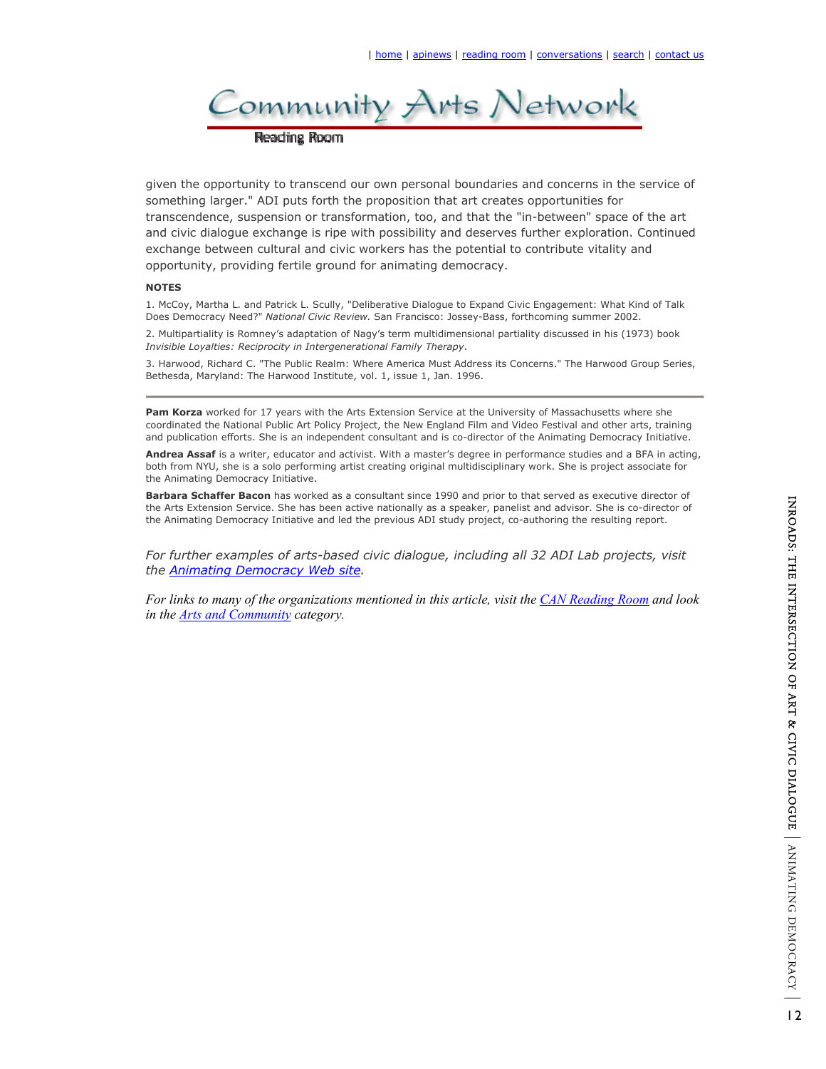given the opportunity to transcend our own personal boundaries and concerns in the service of something larger." ADI puts forth the proposition that art creates opportunities for transcendence, suspension or transformation, too, and that the "in-between" space of the art and civic dialogue exchange is ripe with possibility and deserves further exploration. Continued exchange between cultural and civic workers has the potential to contribute vitality and opportunity, providing fertile ground for animating democracy.

**NOTES**

1. McCoy, Martha L. and Patrick L. Scully, "Deliberative Dialogue to Expand Civic Engagement: What Kind of Talk Does Democracy Need?" *National Civic Review.* San Francisco: Jossey-Bass, forthcoming summer 2002.

2. Multipartiality is Romney's adaptation of Nagy's term multidimensional partiality discussed in his (1973) book *Invisible Loyalties: Reciprocity in Intergenerational Family Therapy*.

3. Harwood, Richard C. "The Public Realm: Where America Must Address its Concerns." The Harwood Group Series, Bethesda, Maryland: The Harwood Institute, vol. 1, issue 1, Jan. 1996.

---

**Pam Korza** worked for 17 years with the Arts Extension Service at the University of Massachusetts where she coordinated the National Public Art Policy Project, the New England Film and Video Festival and other arts, training and publication efforts. She is an independent consultant and is co-director of the Animating Democracy Initiative.

**Andrea Assaf** is a writer, educator and activist. With a master's degree in performance studies and a BFA in acting, both from NYU, she is a solo performing artist creating original multidisciplinary work. She is project associate for the Animating Democracy Initiative.

**Barbara Schaffer Bacon** has worked as a consultant since 1990 and prior to that served as executive director of the Arts Extension Service. She has been active nationally as a speaker, panelist and advisor. She is co-director of the Animating Democracy Initiative and led the previous ADI study project, co-authoring the resulting report.

*For further examples of arts-based civic dialogue, including all 32 ADI Lab projects, visit the Animating Democracy Web site.*

*For links to many of the organizations mentioned in this article, visit the CAN Reading Room and look in the Arts and Community category.*